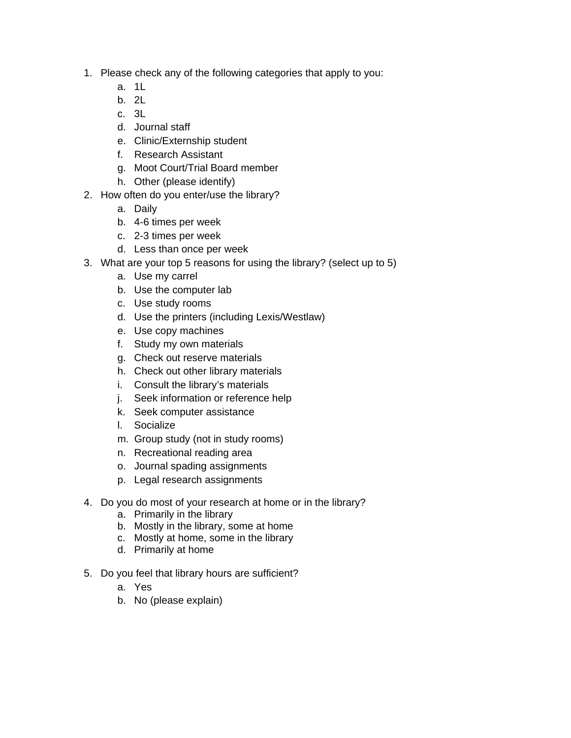1. Please check any of the following categories that apply to you:
    a. 1L
    b. 2L
    c. 3L
    d. Journal staff
    e. Clinic/Externship student
    f. Research Assistant
    g. Moot Court/Trial Board member
    h. Other (please identify)
2. How often do you enter/use the library?
    a. Daily
    b. 4-6 times per week
    c. 2-3 times per week
    d. Less than once per week
3. What are your top 5 reasons for using the library? (select up to 5)
    a. Use my carrel
    b. Use the computer lab
    c. Use study rooms
    d. Use the printers (including Lexis/Westlaw)
    e. Use copy machines
    f. Study my own materials
    g. Check out reserve materials
    h. Check out other library materials
    i. Consult the library's materials
    j. Seek information or reference help
    k. Seek computer assistance
    l. Socialize
    m. Group study (not in study rooms)
    n. Recreational reading area
    o. Journal spading assignments
    p. Legal research assignments

4. Do you do most of your research at home or in the library?
    a. Primarily in the library
    b. Mostly in the library, some at home
    c. Mostly at home, some in the library
    d. Primarily at home

5. Do you feel that library hours are sufficient?
    a. Yes
    b. No (please explain)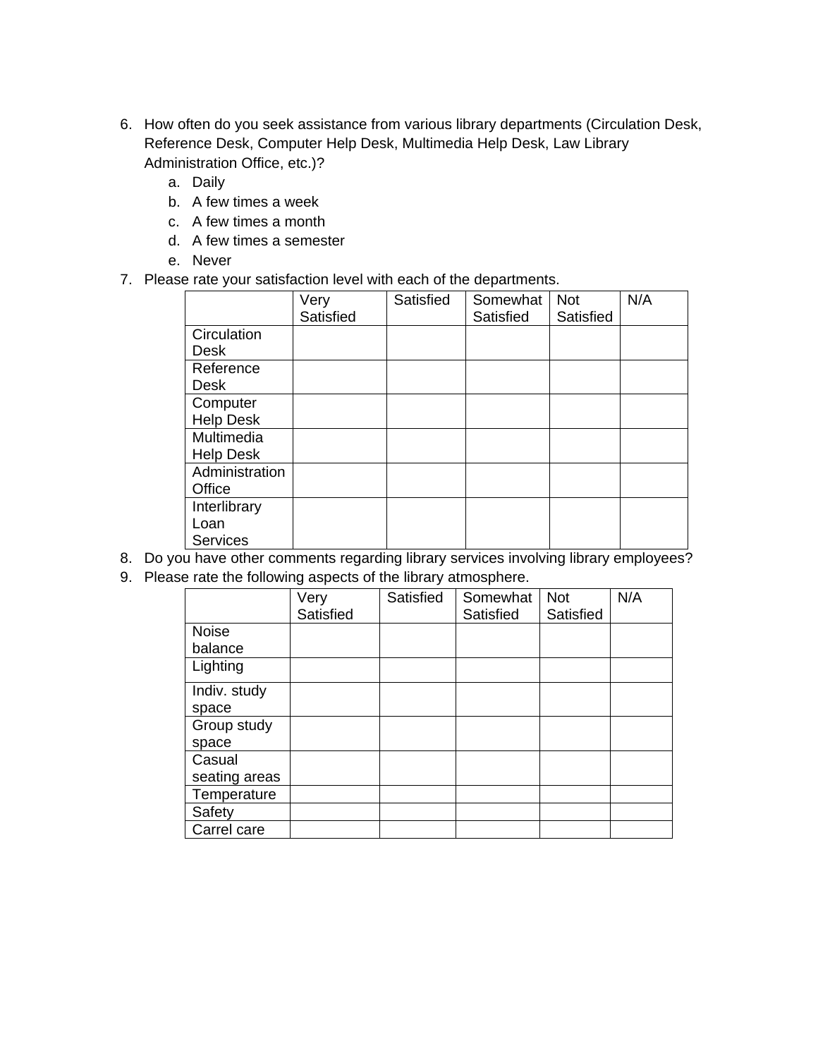6. How often do you seek assistance from various library departments (Circulation Desk, Reference Desk, Computer Help Desk, Multimedia Help Desk, Law Library Administration Office, etc.)?
   a. Daily
   b. A few times a week
   c. A few times a month
   d. A few times a semester
   e. Never
7. Please rate your satisfaction level with each of the departments.

| | Very Satisfied | Satisfied | Somewhat Satisfied | Not Satisfied | N/A |
|---|---|---|---|---|---|
| Circulation Desk | | | | | |
| Reference Desk | | | | | |
| Computer Help Desk | | | | | |
| Multimedia Help Desk | | | | | |
| Administration Office | | | | | |
| Interlibrary Loan Services | | | | | |

8. Do you have other comments regarding library services involving library employees?
9. Please rate the following aspects of the library atmosphere.

| | Very Satisfied | Satisfied | Somewhat Satisfied | Not Satisfied | N/A |
|---|---|---|---|---|---|
| Noise balance | | | | | |
| Lighting | | | | | |
| Indiv. study space | | | | | |
| Group study space | | | | | |
| Casual seating areas | | | | | |
| Temperature | | | | | |
| Safety | | | | | |
| Carrel care | | | | | |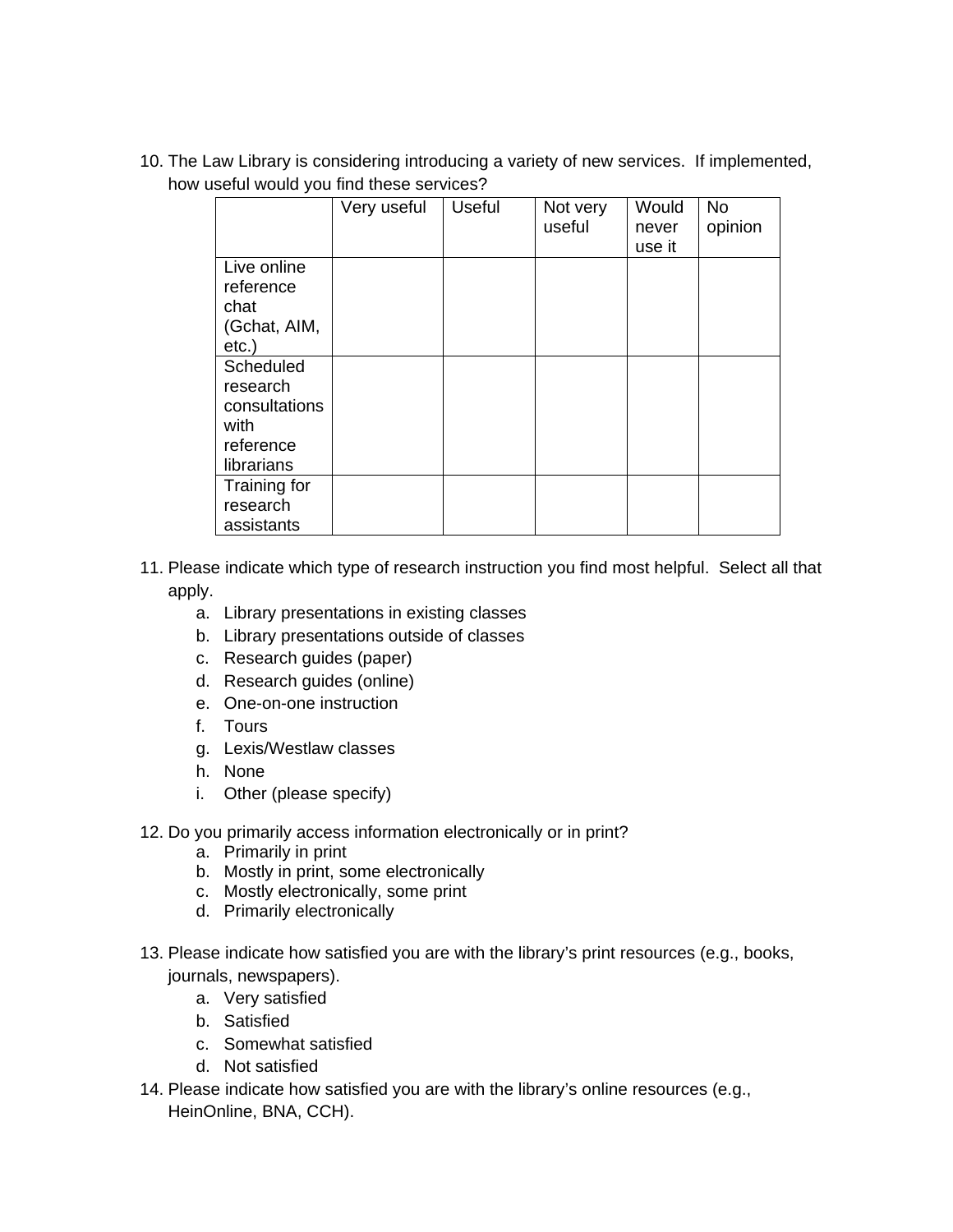10. The Law Library is considering introducing a variety of new services. If implemented, how useful would you find these services?

| | Very useful | Useful | Not very useful | Would never use it | No opinion |
|---|---|---|---|---|---|
| Live online reference chat (Gchat, AIM, etc.) | | | | | |
| Scheduled research consultations with reference librarians | | | | | |
| Training for research assistants | | | | | |

11. Please indicate which type of research instruction you find most helpful. Select all that apply.
    a. Library presentations in existing classes
    b. Library presentations outside of classes
    c. Research guides (paper)
    d. Research guides (online)
    e. One-on-one instruction
    f. Tours
    g. Lexis/Westlaw classes
    h. None
    i. Other (please specify)

12. Do you primarily access information electronically or in print?
    a. Primarily in print
    b. Mostly in print, some electronically
    c. Mostly electronically, some print
    d. Primarily electronically

13. Please indicate how satisfied you are with the library's print resources (e.g., books, journals, newspapers).
    a. Very satisfied
    b. Satisfied
    c. Somewhat satisfied
    d. Not satisfied

14. Please indicate how satisfied you are with the library's online resources (e.g., HeinOnline, BNA, CCH).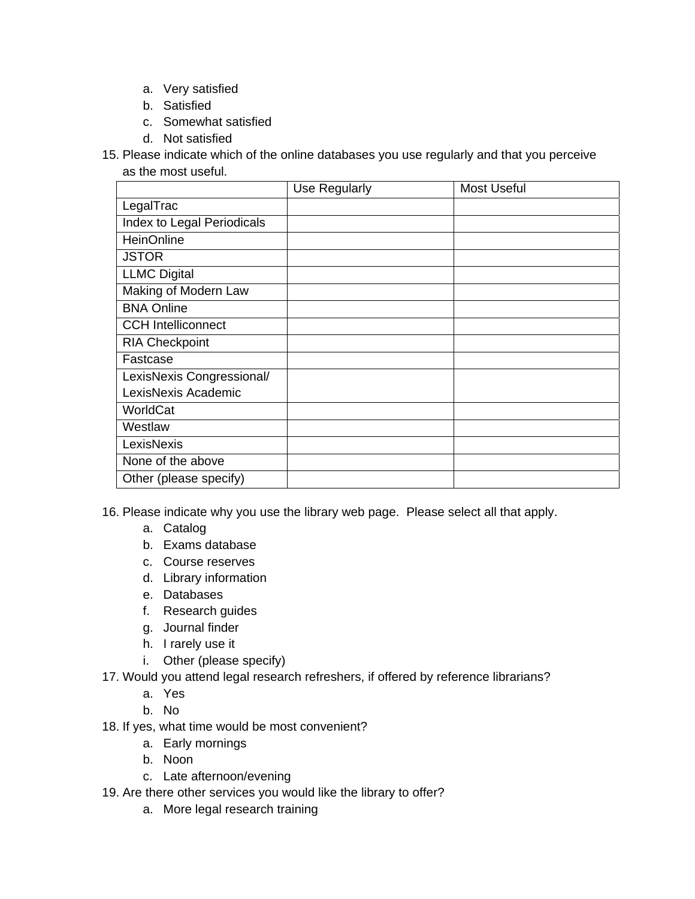a. Very satisfied
b. Satisfied
c. Somewhat satisfied
d. Not satisfied

15. Please indicate which of the online databases you use regularly and that you perceive as the most useful.

| | Use Regularly | Most Useful |
|---|---|---|
| LegalTrac | | |
| Index to Legal Periodicals | | |
| HeinOnline | | |
| JSTOR | | |
| LLMC Digital | | |
| Making of Modern Law | | |
| BNA Online | | |
| CCH Intelliconnect | | |
| RIA Checkpoint | | |
| Fastcase | | |
| LexisNexis Congressional/ LexisNexis Academic | | |
| WorldCat | | |
| Westlaw | | |
| LexisNexis | | |
| None of the above | | |
| Other (please specify) | | |

16. Please indicate why you use the library web page. Please select all that apply.
    a. Catalog
    b. Exams database
    c. Course reserves
    d. Library information
    e. Databases
    f. Research guides
    g. Journal finder
    h. I rarely use it
    i. Other (please specify)
17. Would you attend legal research refreshers, if offered by reference librarians?
    a. Yes
    b. No
18. If yes, what time would be most convenient?
    a. Early mornings
    b. Noon
    c. Late afternoon/evening
19. Are there other services you would like the library to offer?
    a. More legal research training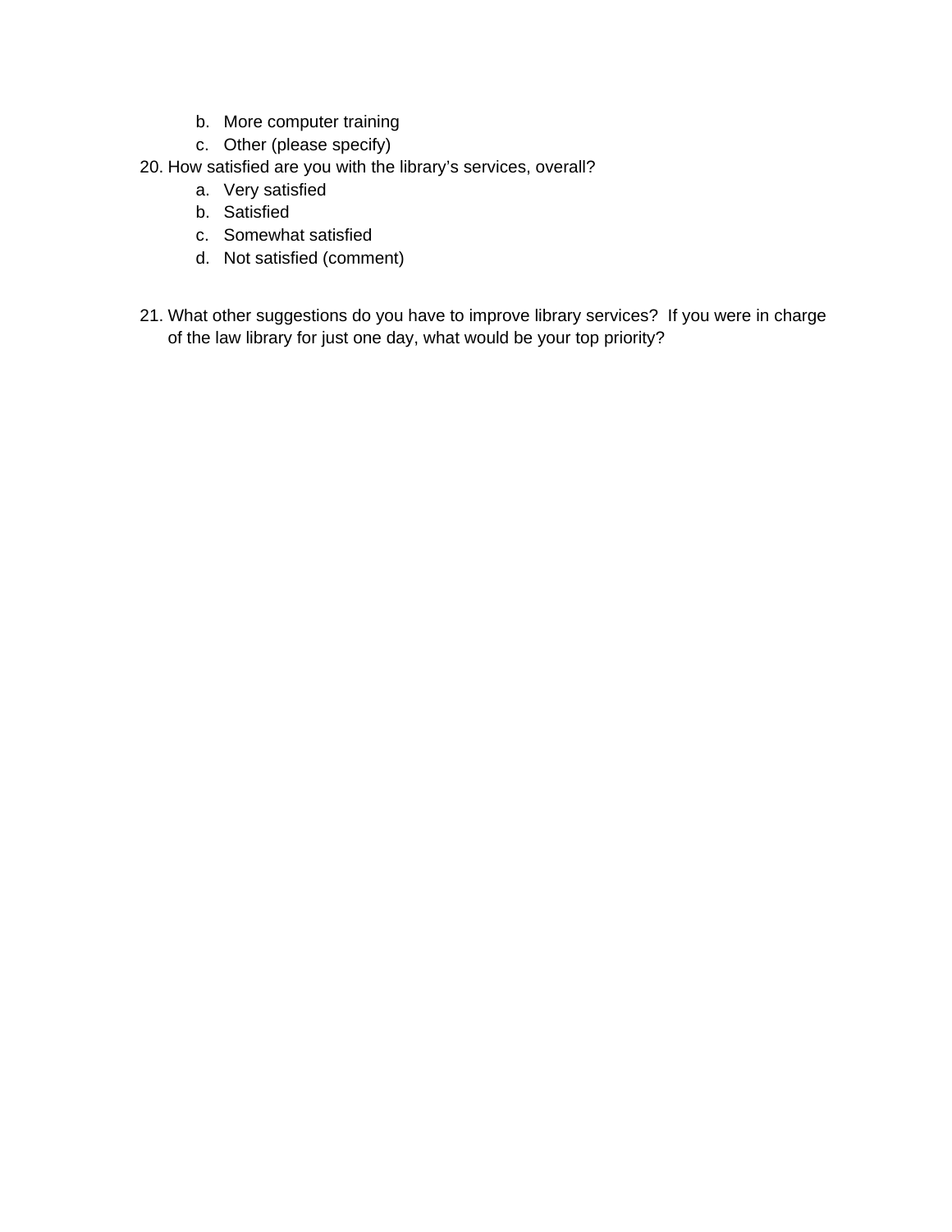b. More computer training
   c. Other (please specify)

20. How satisfied are you with the library's services, overall?
    a. Very satisfied
    b. Satisfied
    c. Somewhat satisfied
    d. Not satisfied (comment)

21. What other suggestions do you have to improve library services? If you were in charge of the law library for just one day, what would be your top priority?